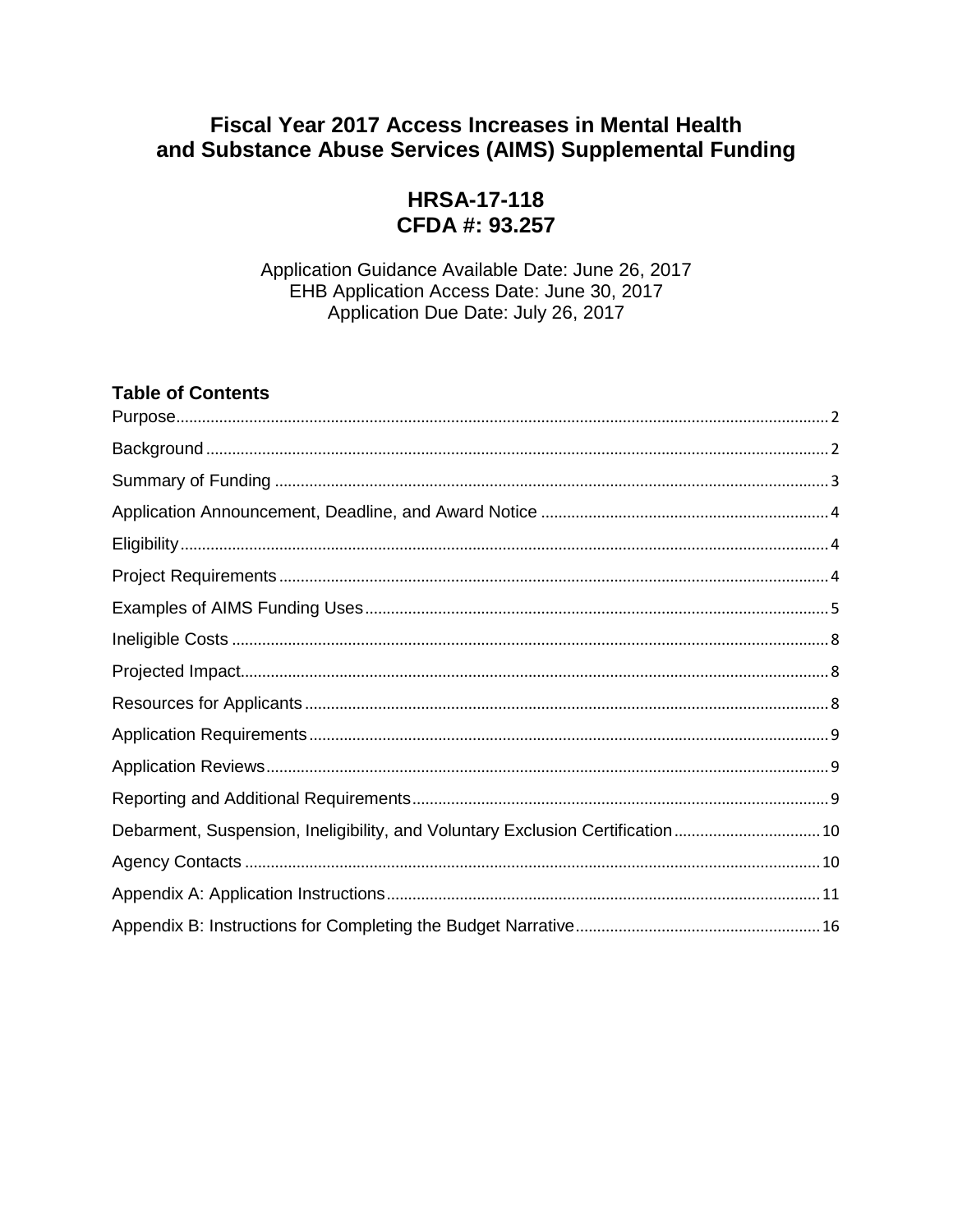# Fiscal Year 2017 Access Increases in Mental Health and Substance Abuse Services (AIMS) Supplemental Funding

## HRSA-17-118
## CFDA #: 93.257

Application Guidance Available Date: June 26, 2017
EHB Application Access Date: June 30, 2017
Application Due Date: July 26, 2017

### Table of Contents

Purpose ........ 2
Background ........ 2
Summary of Funding ........ 3
Application Announcement, Deadline, and Award Notice ........ 4
Eligibility ........ 4
Project Requirements ........ 4
Examples of AIMS Funding Uses ........ 5
Ineligible Costs ........ 8
Projected Impact ........ 8
Resources for Applicants ........ 8
Application Requirements ........ 9
Application Reviews ........ 9
Reporting and Additional Requirements ........ 9
Debarment, Suspension, Ineligibility, and Voluntary Exclusion Certification ........ 10
Agency Contacts ........ 10
Appendix A: Application Instructions ........ 11
Appendix B: Instructions for Completing the Budget Narrative ........ 16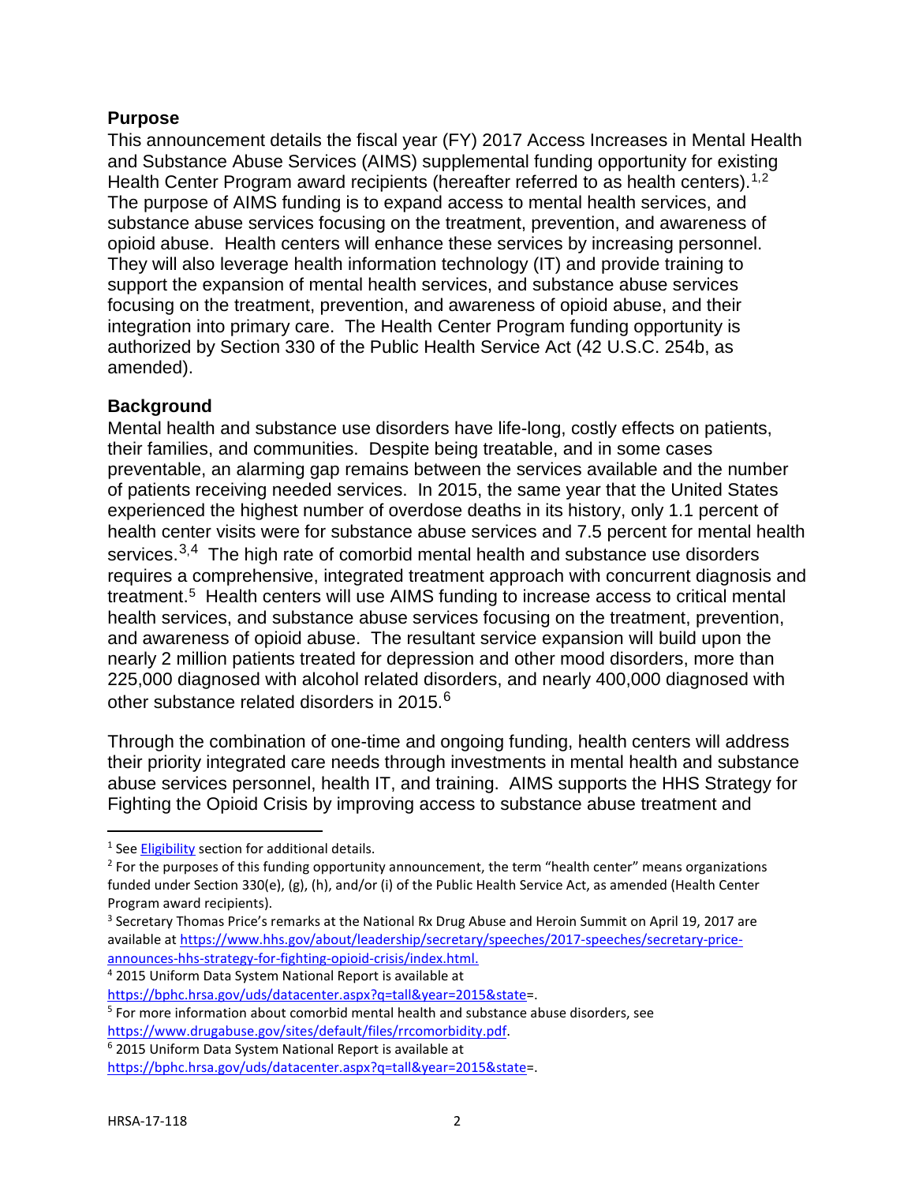## Purpose

This announcement details the fiscal year (FY) 2017 Access Increases in Mental Health and Substance Abuse Services (AIMS) supplemental funding opportunity for existing Health Center Program award recipients (hereafter referred to as health centers).[1,2] The purpose of AIMS funding is to expand access to mental health services, and substance abuse services focusing on the treatment, prevention, and awareness of opioid abuse. Health centers will enhance these services by increasing personnel. They will also leverage health information technology (IT) and provide training to support the expansion of mental health services, and substance abuse services focusing on the treatment, prevention, and awareness of opioid abuse, and their integration into primary care. The Health Center Program funding opportunity is authorized by Section 330 of the Public Health Service Act (42 U.S.C. 254b, as amended).

## Background

Mental health and substance use disorders have life-long, costly effects on patients, their families, and communities. Despite being treatable, and in some cases preventable, an alarming gap remains between the services available and the number of patients receiving needed services. In 2015, the same year that the United States experienced the highest number of overdose deaths in its history, only 1.1 percent of health center visits were for substance abuse services and 7.5 percent for mental health services.[3,4] The high rate of comorbid mental health and substance use disorders requires a comprehensive, integrated treatment approach with concurrent diagnosis and treatment.[5] Health centers will use AIMS funding to increase access to critical mental health services, and substance abuse services focusing on the treatment, prevention, and awareness of opioid abuse. The resultant service expansion will build upon the nearly 2 million patients treated for depression and other mood disorders, more than 225,000 diagnosed with alcohol related disorders, and nearly 400,000 diagnosed with other substance related disorders in 2015.[6]

Through the combination of one-time and ongoing funding, health centers will address their priority integrated care needs through investments in mental health and substance abuse services personnel, health IT, and training. AIMS supports the HHS Strategy for Fighting the Opioid Crisis by improving access to substance abuse treatment and

---

[1] See Eligibility section for additional details.

[2] For the purposes of this funding opportunity announcement, the term "health center" means organizations funded under Section 330(e), (g), (h), and/or (i) of the Public Health Service Act, as amended (Health Center Program award recipients).

[3] Secretary Thomas Price's remarks at the National Rx Drug Abuse and Heroin Summit on April 19, 2017 are available at https://www.hhs.gov/about/leadership/secretary/speeches/2017-speeches/secretary-price-announces-hhs-strategy-for-fighting-opioid-crisis/index.html.

[4] 2015 Uniform Data System National Report is available at https://bphc.hrsa.gov/uds/datacenter.aspx?q=tall&year=2015&state=.

[5] For more information about comorbid mental health and substance abuse disorders, see https://www.drugabuse.gov/sites/default/files/rrcomorbidity.pdf.

[6] 2015 Uniform Data System National Report is available at https://bphc.hrsa.gov/uds/datacenter.aspx?q=tall&year=2015&state=.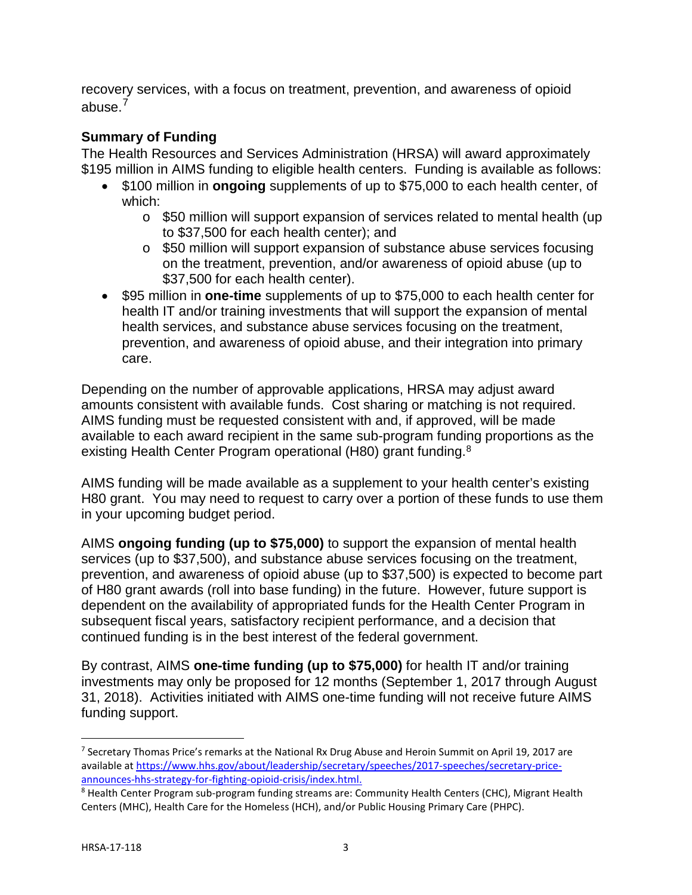recovery services, with a focus on treatment, prevention, and awareness of opioid abuse.[7]

### Summary of Funding

The Health Resources and Services Administration (HRSA) will award approximately $195 million in AIMS funding to eligible health centers. Funding is available as follows:

- $100 million in **ongoing** supplements of up to $75,000 to each health center, of which:
  - $50 million will support expansion of services related to mental health (up to $37,500 for each health center); and
  - $50 million will support expansion of substance abuse services focusing on the treatment, prevention, and/or awareness of opioid abuse (up to $37,500 for each health center).
- $95 million in **one-time** supplements of up to $75,000 to each health center for health IT and/or training investments that will support the expansion of mental health services, and substance abuse services focusing on the treatment, prevention, and awareness of opioid abuse, and their integration into primary care.

Depending on the number of approvable applications, HRSA may adjust award amounts consistent with available funds. Cost sharing or matching is not required. AIMS funding must be requested consistent with and, if approved, will be made available to each award recipient in the same sub-program funding proportions as the existing Health Center Program operational (H80) grant funding.[8]

AIMS funding will be made available as a supplement to your health center's existing H80 grant. You may need to request to carry over a portion of these funds to use them in your upcoming budget period.

AIMS **ongoing funding (up to $75,000)** to support the expansion of mental health services (up to $37,500), and substance abuse services focusing on the treatment, prevention, and awareness of opioid abuse (up to $37,500) is expected to become part of H80 grant awards (roll into base funding) in the future. However, future support is dependent on the availability of appropriated funds for the Health Center Program in subsequent fiscal years, satisfactory recipient performance, and a decision that continued funding is in the best interest of the federal government.

By contrast, AIMS **one-time funding (up to $75,000)** for health IT and/or training investments may only be proposed for 12 months (September 1, 2017 through August 31, 2018). Activities initiated with AIMS one-time funding will not receive future AIMS funding support.

---

[7] Secretary Thomas Price's remarks at the National Rx Drug Abuse and Heroin Summit on April 19, 2017 are available at https://www.hhs.gov/about/leadership/secretary/speeches/2017-speeches/secretary-price-announces-hhs-strategy-for-fighting-opioid-crisis/index.html.

[8] Health Center Program sub-program funding streams are: Community Health Centers (CHC), Migrant Health Centers (MHC), Health Care for the Homeless (HCH), and/or Public Housing Primary Care (PHPC).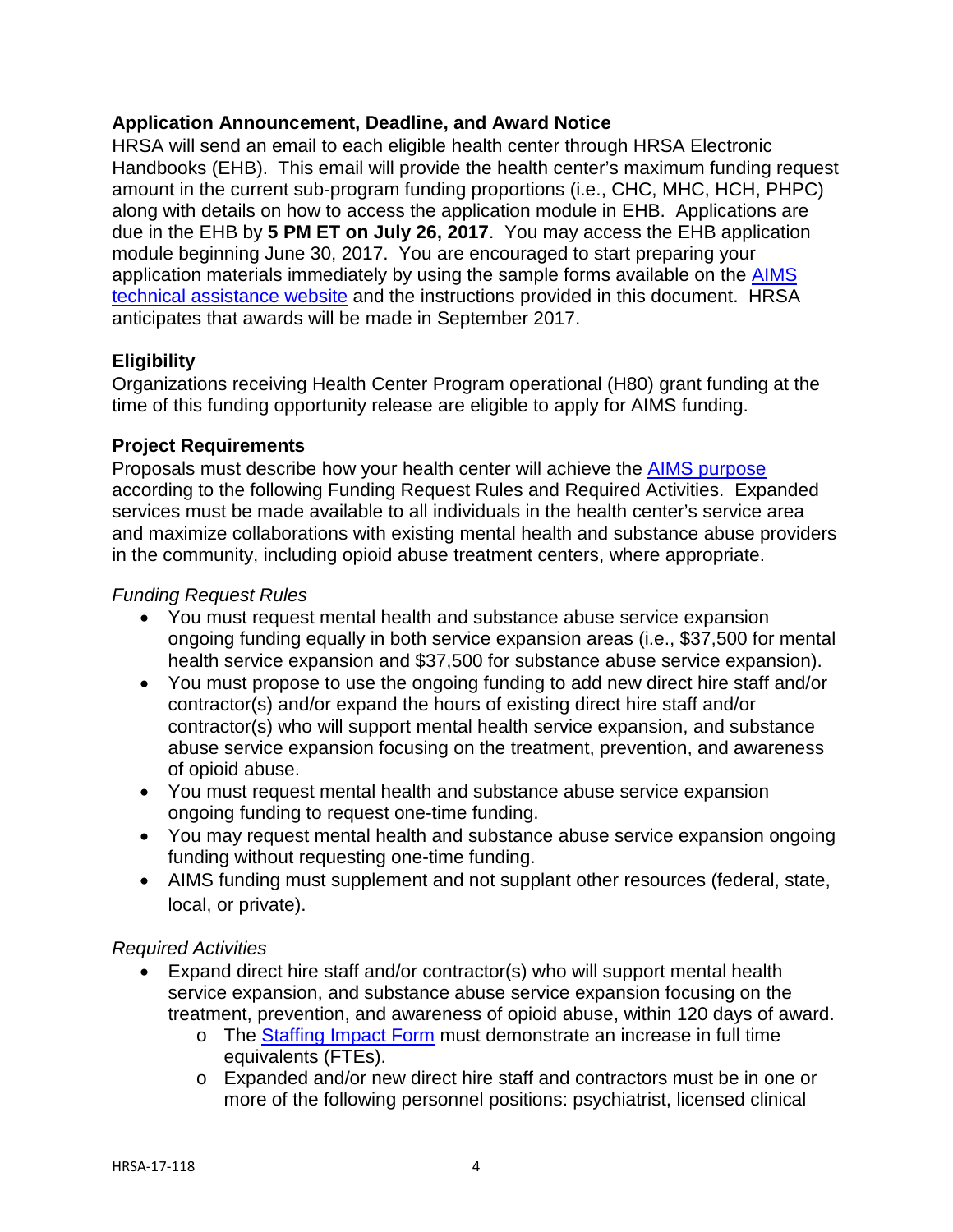### Application Announcement, Deadline, and Award Notice

HRSA will send an email to each eligible health center through HRSA Electronic Handbooks (EHB). This email will provide the health center's maximum funding request amount in the current sub-program funding proportions (i.e., CHC, MHC, HCH, PHPC) along with details on how to access the application module in EHB. Applications are due in the EHB by **5 PM ET on July 26, 2017**. You may access the EHB application module beginning June 30, 2017. You are encouraged to start preparing your application materials immediately by using the sample forms available on the AIMS technical assistance website and the instructions provided in this document. HRSA anticipates that awards will be made in September 2017.

### Eligibility

Organizations receiving Health Center Program operational (H80) grant funding at the time of this funding opportunity release are eligible to apply for AIMS funding.

### Project Requirements

Proposals must describe how your health center will achieve the AIMS purpose according to the following Funding Request Rules and Required Activities. Expanded services must be made available to all individuals in the health center's service area and maximize collaborations with existing mental health and substance abuse providers in the community, including opioid abuse treatment centers, where appropriate.

*Funding Request Rules*

- You must request mental health and substance abuse service expansion ongoing funding equally in both service expansion areas (i.e., $37,500 for mental health service expansion and $37,500 for substance abuse service expansion).
- You must propose to use the ongoing funding to add new direct hire staff and/or contractor(s) and/or expand the hours of existing direct hire staff and/or contractor(s) who will support mental health service expansion, and substance abuse service expansion focusing on the treatment, prevention, and awareness of opioid abuse.
- You must request mental health and substance abuse service expansion ongoing funding to request one-time funding.
- You may request mental health and substance abuse service expansion ongoing funding without requesting one-time funding.
- AIMS funding must supplement and not supplant other resources (federal, state, local, or private).

*Required Activities*

- Expand direct hire staff and/or contractor(s) who will support mental health service expansion, and substance abuse service expansion focusing on the treatment, prevention, and awareness of opioid abuse, within 120 days of award.
  - The Staffing Impact Form must demonstrate an increase in full time equivalents (FTEs).
  - Expanded and/or new direct hire staff and contractors must be in one or more of the following personnel positions: psychiatrist, licensed clinical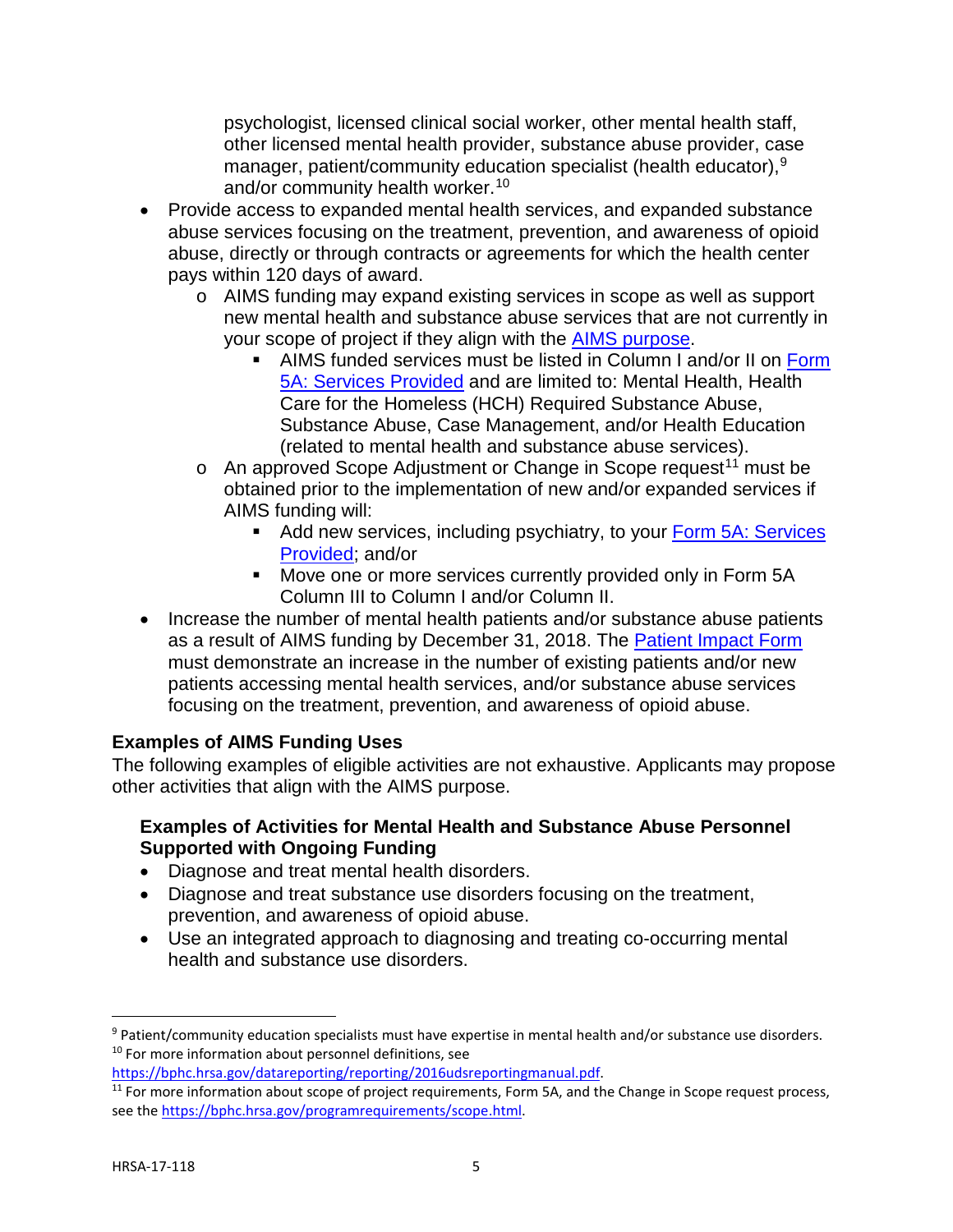psychologist, licensed clinical social worker, other mental health staff, other licensed mental health provider, substance abuse provider, case manager, patient/community education specialist (health educator),[9] and/or community health worker.[10]

- Provide access to expanded mental health services, and expanded substance abuse services focusing on the treatment, prevention, and awareness of opioid abuse, directly or through contracts or agreements for which the health center pays within 120 days of award.
    - AIMS funding may expand existing services in scope as well as support new mental health and substance abuse services that are not currently in your scope of project if they align with the [AIMS purpose](#).
        - AIMS funded services must be listed in Column I and/or II on [Form 5A: Services Provided](#) and are limited to: Mental Health, Health Care for the Homeless (HCH) Required Substance Abuse, Substance Abuse, Case Management, and/or Health Education (related to mental health and substance abuse services).
    - An approved Scope Adjustment or Change in Scope request[11] must be obtained prior to the implementation of new and/or expanded services if AIMS funding will:
        - Add new services, including psychiatry, to your [Form 5A: Services Provided](#); and/or
        - Move one or more services currently provided only in Form 5A Column III to Column I and/or Column II.
- Increase the number of mental health patients and/or substance abuse patients as a result of AIMS funding by December 31, 2018. The [Patient Impact Form](#) must demonstrate an increase in the number of existing patients and/or new patients accessing mental health services, and/or substance abuse services focusing on the treatment, prevention, and awareness of opioid abuse.

### Examples of AIMS Funding Uses

The following examples of eligible activities are not exhaustive. Applicants may propose other activities that align with the AIMS purpose.

#### Examples of Activities for Mental Health and Substance Abuse Personnel Supported with Ongoing Funding

- Diagnose and treat mental health disorders.
- Diagnose and treat substance use disorders focusing on the treatment, prevention, and awareness of opioid abuse.
- Use an integrated approach to diagnosing and treating co-occurring mental health and substance use disorders.

---

[9] Patient/community education specialists must have expertise in mental health and/or substance use disorders.

[10] For more information about personnel definitions, see https://bphc.hrsa.gov/datareporting/reporting/2016udsreportingmanual.pdf.

[11] For more information about scope of project requirements, Form 5A, and the Change in Scope request process, see the https://bphc.hrsa.gov/programrequirements/scope.html.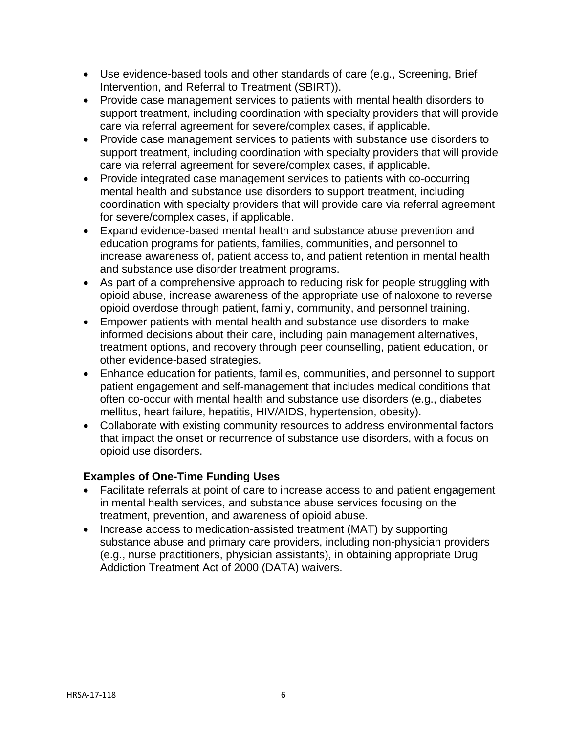- Use evidence-based tools and other standards of care (e.g., Screening, Brief Intervention, and Referral to Treatment (SBIRT)).
- Provide case management services to patients with mental health disorders to support treatment, including coordination with specialty providers that will provide care via referral agreement for severe/complex cases, if applicable.
- Provide case management services to patients with substance use disorders to support treatment, including coordination with specialty providers that will provide care via referral agreement for severe/complex cases, if applicable.
- Provide integrated case management services to patients with co-occurring mental health and substance use disorders to support treatment, including coordination with specialty providers that will provide care via referral agreement for severe/complex cases, if applicable.
- Expand evidence-based mental health and substance abuse prevention and education programs for patients, families, communities, and personnel to increase awareness of, patient access to, and patient retention in mental health and substance use disorder treatment programs.
- As part of a comprehensive approach to reducing risk for people struggling with opioid abuse, increase awareness of the appropriate use of naloxone to reverse opioid overdose through patient, family, community, and personnel training.
- Empower patients with mental health and substance use disorders to make informed decisions about their care, including pain management alternatives, treatment options, and recovery through peer counselling, patient education, or other evidence-based strategies.
- Enhance education for patients, families, communities, and personnel to support patient engagement and self-management that includes medical conditions that often co-occur with mental health and substance use disorders (e.g., diabetes mellitus, heart failure, hepatitis, HIV/AIDS, hypertension, obesity).
- Collaborate with existing community resources to address environmental factors that impact the onset or recurrence of substance use disorders, with a focus on opioid use disorders.

**Examples of One-Time Funding Uses**

- Facilitate referrals at point of care to increase access to and patient engagement in mental health services, and substance abuse services focusing on the treatment, prevention, and awareness of opioid abuse.
- Increase access to medication-assisted treatment (MAT) by supporting substance abuse and primary care providers, including non-physician providers (e.g., nurse practitioners, physician assistants), in obtaining appropriate Drug Addiction Treatment Act of 2000 (DATA) waivers.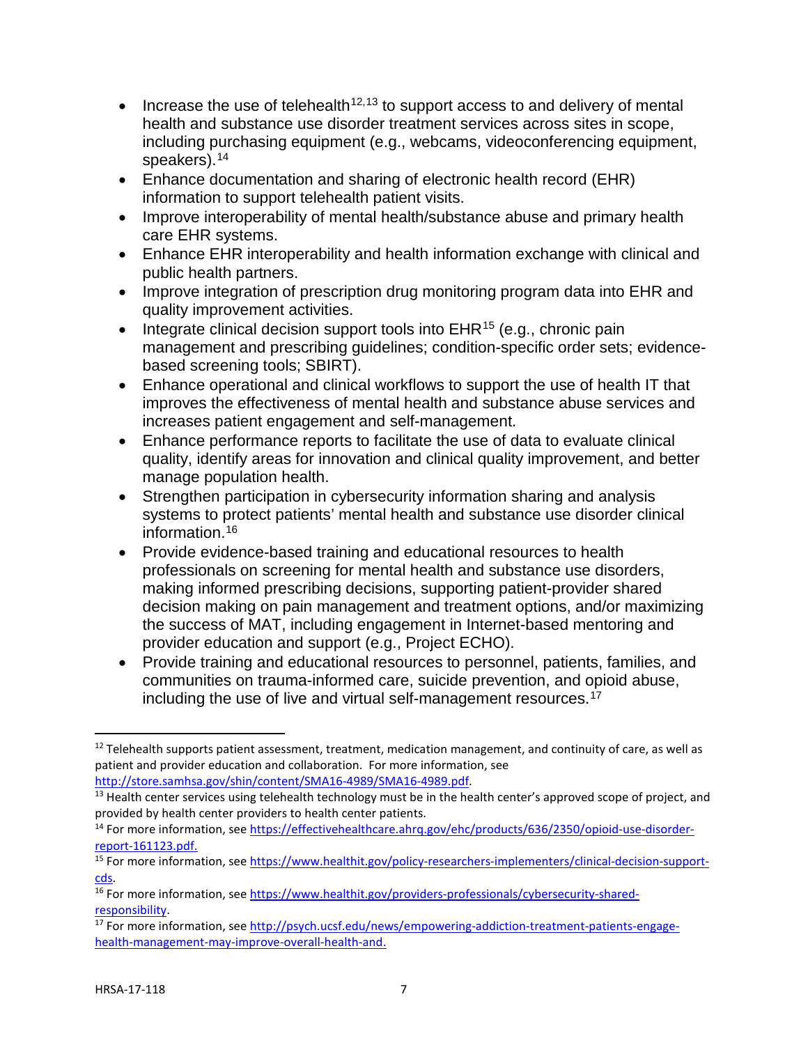- Increase the use of telehealth[12,13] to support access to and delivery of mental health and substance use disorder treatment services across sites in scope, including purchasing equipment (e.g., webcams, videoconferencing equipment, speakers).[14]
- Enhance documentation and sharing of electronic health record (EHR) information to support telehealth patient visits.
- Improve interoperability of mental health/substance abuse and primary health care EHR systems.
- Enhance EHR interoperability and health information exchange with clinical and public health partners.
- Improve integration of prescription drug monitoring program data into EHR and quality improvement activities.
- Integrate clinical decision support tools into EHR[15] (e.g., chronic pain management and prescribing guidelines; condition-specific order sets; evidence-based screening tools; SBIRT).
- Enhance operational and clinical workflows to support the use of health IT that improves the effectiveness of mental health and substance abuse services and increases patient engagement and self-management.
- Enhance performance reports to facilitate the use of data to evaluate clinical quality, identify areas for innovation and clinical quality improvement, and better manage population health.
- Strengthen participation in cybersecurity information sharing and analysis systems to protect patients' mental health and substance use disorder clinical information.[16]
- Provide evidence-based training and educational resources to health professionals on screening for mental health and substance use disorders, making informed prescribing decisions, supporting patient-provider shared decision making on pain management and treatment options, and/or maximizing the success of MAT, including engagement in Internet-based mentoring and provider education and support (e.g., Project ECHO).
- Provide training and educational resources to personnel, patients, families, and communities on trauma-informed care, suicide prevention, and opioid abuse, including the use of live and virtual self-management resources.[17]

---

[12] Telehealth supports patient assessment, treatment, medication management, and continuity of care, as well as patient and provider education and collaboration. For more information, see http://store.samhsa.gov/shin/content/SMA16-4989/SMA16-4989.pdf.

[13] Health center services using telehealth technology must be in the health center's approved scope of project, and provided by health center providers to health center patients.

[14] For more information, see https://effectivehealthcare.ahrq.gov/ehc/products/636/2350/opioid-use-disorder-report-161123.pdf.

[15] For more information, see https://www.healthit.gov/policy-researchers-implementers/clinical-decision-support-cds.

[16] For more information, see https://www.healthit.gov/providers-professionals/cybersecurity-shared-responsibility.

[17] For more information, see http://psych.ucsf.edu/news/empowering-addiction-treatment-patients-engage-health-management-may-improve-overall-health-and.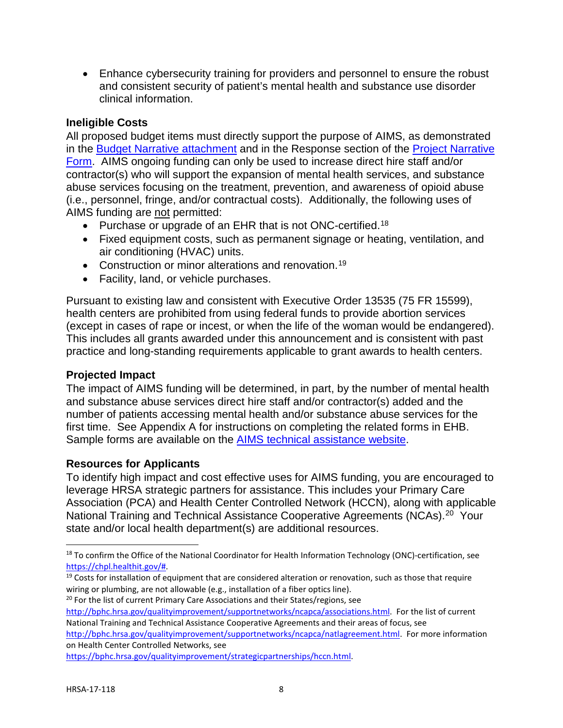- Enhance cybersecurity training for providers and personnel to ensure the robust and consistent security of patient's mental health and substance use disorder clinical information.

### Ineligible Costs

All proposed budget items must directly support the purpose of AIMS, as demonstrated in the Budget Narrative attachment and in the Response section of the Project Narrative Form. AIMS ongoing funding can only be used to increase direct hire staff and/or contractor(s) who will support the expansion of mental health services, and substance abuse services focusing on the treatment, prevention, and awareness of opioid abuse (i.e., personnel, fringe, and/or contractual costs). Additionally, the following uses of AIMS funding are not permitted:

- Purchase or upgrade of an EHR that is not ONC-certified.[18]
- Fixed equipment costs, such as permanent signage or heating, ventilation, and air conditioning (HVAC) units.
- Construction or minor alterations and renovation.[19]
- Facility, land, or vehicle purchases.

Pursuant to existing law and consistent with Executive Order 13535 (75 FR 15599), health centers are prohibited from using federal funds to provide abortion services (except in cases of rape or incest, or when the life of the woman would be endangered). This includes all grants awarded under this announcement and is consistent with past practice and long-standing requirements applicable to grant awards to health centers.

### Projected Impact

The impact of AIMS funding will be determined, in part, by the number of mental health and substance abuse services direct hire staff and/or contractor(s) added and the number of patients accessing mental health and/or substance abuse services for the first time. See Appendix A for instructions on completing the related forms in EHB. Sample forms are available on the AIMS technical assistance website.

### Resources for Applicants

To identify high impact and cost effective uses for AIMS funding, you are encouraged to leverage HRSA strategic partners for assistance. This includes your Primary Care Association (PCA) and Health Center Controlled Network (HCCN), along with applicable National Training and Technical Assistance Cooperative Agreements (NCAs).[20] Your state and/or local health department(s) are additional resources.

---

[18] To confirm the Office of the National Coordinator for Health Information Technology (ONC)-certification, see https://chpl.healthit.gov/#.

[19] Costs for installation of equipment that are considered alteration or renovation, such as those that require wiring or plumbing, are not allowable (e.g., installation of a fiber optics line).

[20] For the list of current Primary Care Associations and their States/regions, see http://bphc.hrsa.gov/qualityimprovement/supportnetworks/ncapca/associations.html. For the list of current National Training and Technical Assistance Cooperative Agreements and their areas of focus, see http://bphc.hrsa.gov/qualityimprovement/supportnetworks/ncapca/natlagreement.html. For more information on Health Center Controlled Networks, see https://bphc.hrsa.gov/qualityimprovement/strategicpartnerships/hccn.html.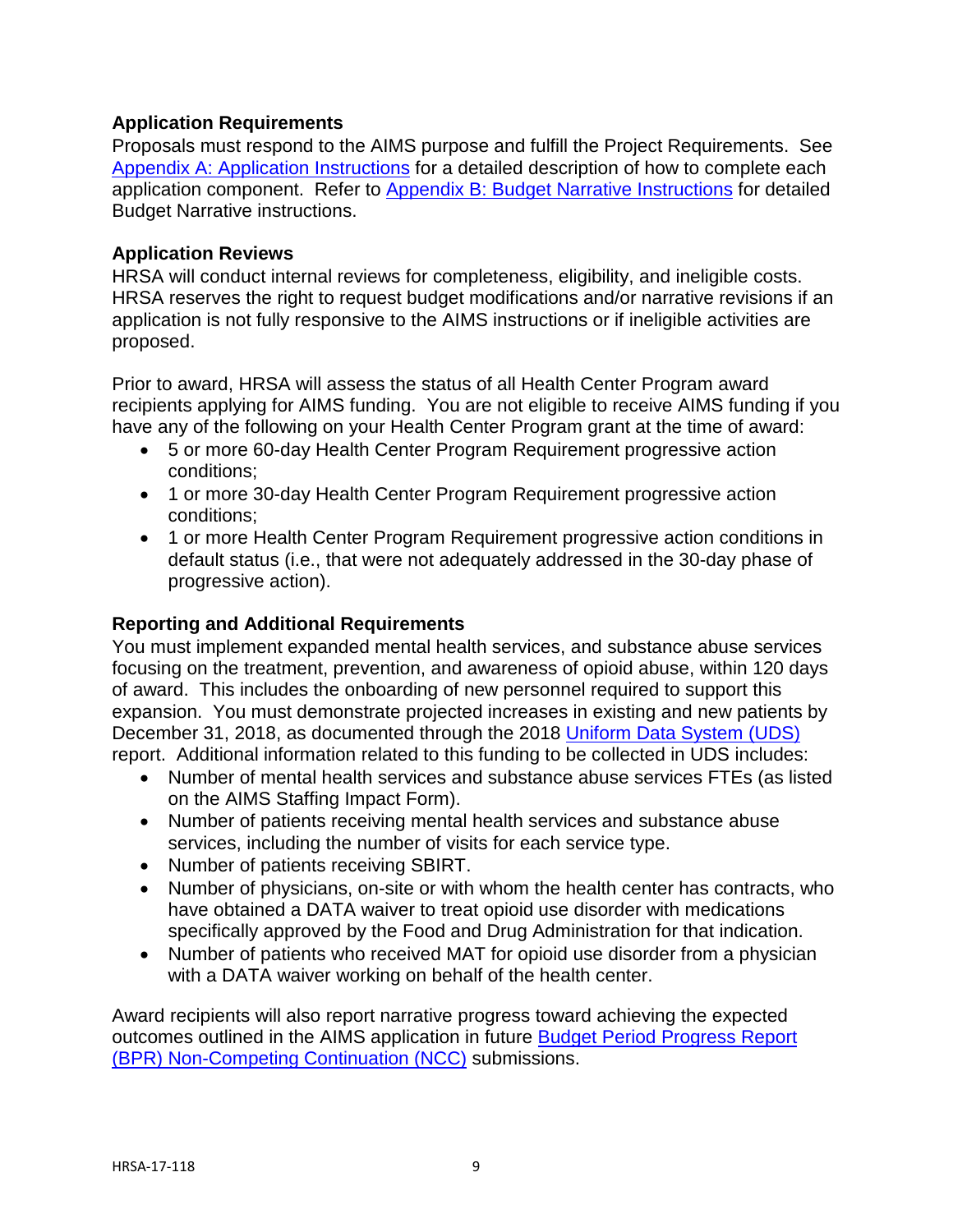### Application Requirements

Proposals must respond to the AIMS purpose and fulfill the Project Requirements. See Appendix A: Application Instructions for a detailed description of how to complete each application component. Refer to Appendix B: Budget Narrative Instructions for detailed Budget Narrative instructions.

### Application Reviews

HRSA will conduct internal reviews for completeness, eligibility, and ineligible costs. HRSA reserves the right to request budget modifications and/or narrative revisions if an application is not fully responsive to the AIMS instructions or if ineligible activities are proposed.

Prior to award, HRSA will assess the status of all Health Center Program award recipients applying for AIMS funding. You are not eligible to receive AIMS funding if you have any of the following on your Health Center Program grant at the time of award:

- 5 or more 60-day Health Center Program Requirement progressive action conditions;
- 1 or more 30-day Health Center Program Requirement progressive action conditions;
- 1 or more Health Center Program Requirement progressive action conditions in default status (i.e., that were not adequately addressed in the 30-day phase of progressive action).

### Reporting and Additional Requirements

You must implement expanded mental health services, and substance abuse services focusing on the treatment, prevention, and awareness of opioid abuse, within 120 days of award. This includes the onboarding of new personnel required to support this expansion. You must demonstrate projected increases in existing and new patients by December 31, 2018, as documented through the 2018 Uniform Data System (UDS) report. Additional information related to this funding to be collected in UDS includes:

- Number of mental health services and substance abuse services FTEs (as listed on the AIMS Staffing Impact Form).
- Number of patients receiving mental health services and substance abuse services, including the number of visits for each service type.
- Number of patients receiving SBIRT.
- Number of physicians, on-site or with whom the health center has contracts, who have obtained a DATA waiver to treat opioid use disorder with medications specifically approved by the Food and Drug Administration for that indication.
- Number of patients who received MAT for opioid use disorder from a physician with a DATA waiver working on behalf of the health center.

Award recipients will also report narrative progress toward achieving the expected outcomes outlined in the AIMS application in future Budget Period Progress Report (BPR) Non-Competing Continuation (NCC) submissions.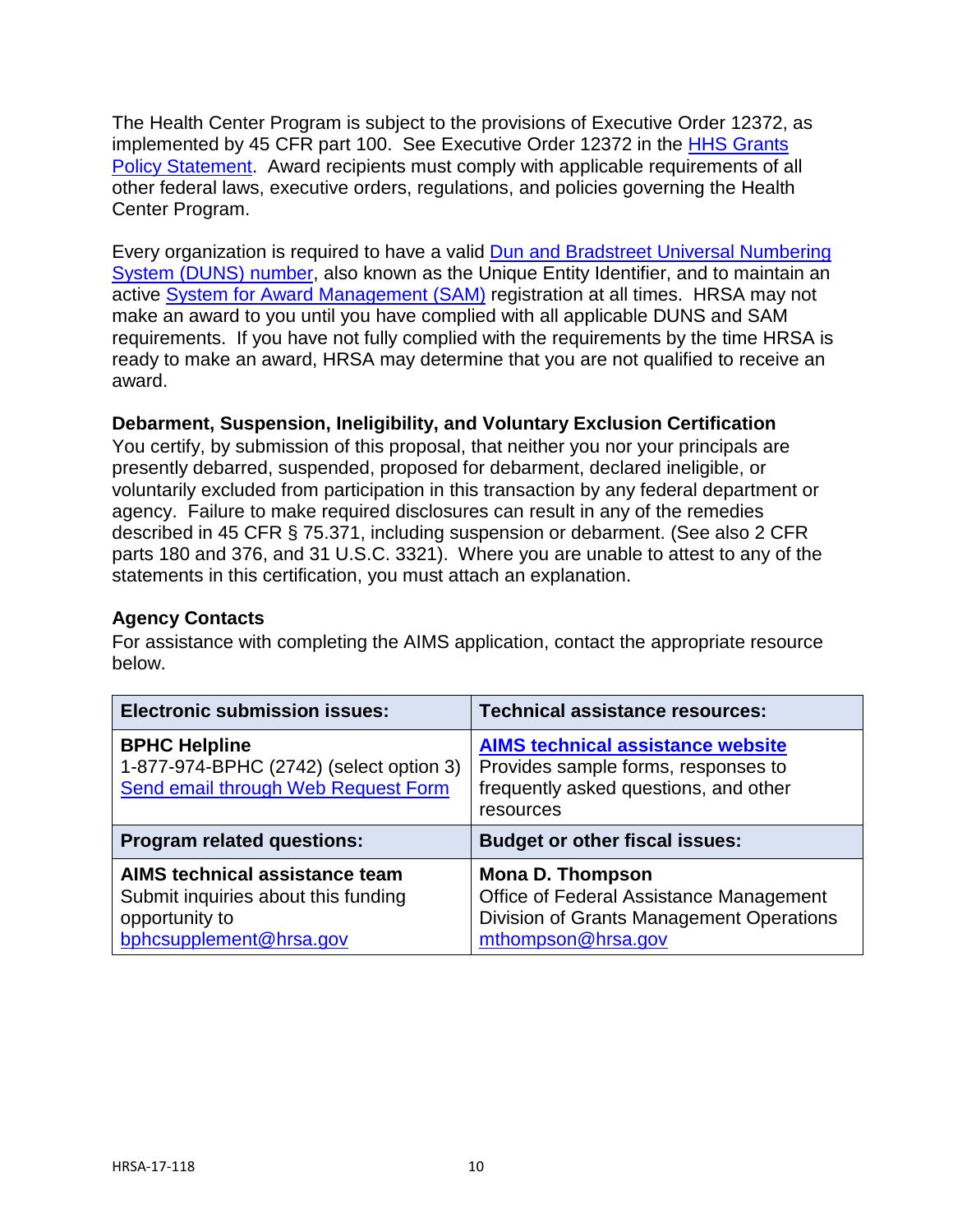The Health Center Program is subject to the provisions of Executive Order 12372, as implemented by 45 CFR part 100. See Executive Order 12372 in the HHS Grants Policy Statement. Award recipients must comply with applicable requirements of all other federal laws, executive orders, regulations, and policies governing the Health Center Program.

Every organization is required to have a valid Dun and Bradstreet Universal Numbering System (DUNS) number, also known as the Unique Entity Identifier, and to maintain an active System for Award Management (SAM) registration at all times. HRSA may not make an award to you until you have complied with all applicable DUNS and SAM requirements. If you have not fully complied with the requirements by the time HRSA is ready to make an award, HRSA may determine that you are not qualified to receive an award.

### Debarment, Suspension, Ineligibility, and Voluntary Exclusion Certification

You certify, by submission of this proposal, that neither you nor your principals are presently debarred, suspended, proposed for debarment, declared ineligible, or voluntarily excluded from participation in this transaction by any federal department or agency. Failure to make required disclosures can result in any of the remedies described in 45 CFR § 75.371, including suspension or debarment. (See also 2 CFR parts 180 and 376, and 31 U.S.C. 3321). Where you are unable to attest to any of the statements in this certification, you must attach an explanation.

### Agency Contacts

For assistance with completing the AIMS application, contact the appropriate resource below.

| **Electronic submission issues:** | **Technical assistance resources:** |
|---|---|
| **BPHC Helpline**<br>1-877-974-BPHC (2742) (select option 3)<br>Send email through Web Request Form | **AIMS technical assistance website**<br>Provides sample forms, responses to frequently asked questions, and other resources |
| **Program related questions:** | **Budget or other fiscal issues:** |
| **AIMS technical assistance team**<br>Submit inquiries about this funding opportunity to bphcsupplement@hrsa.gov | **Mona D. Thompson**<br>Office of Federal Assistance Management<br>Division of Grants Management Operations<br>mthompson@hrsa.gov |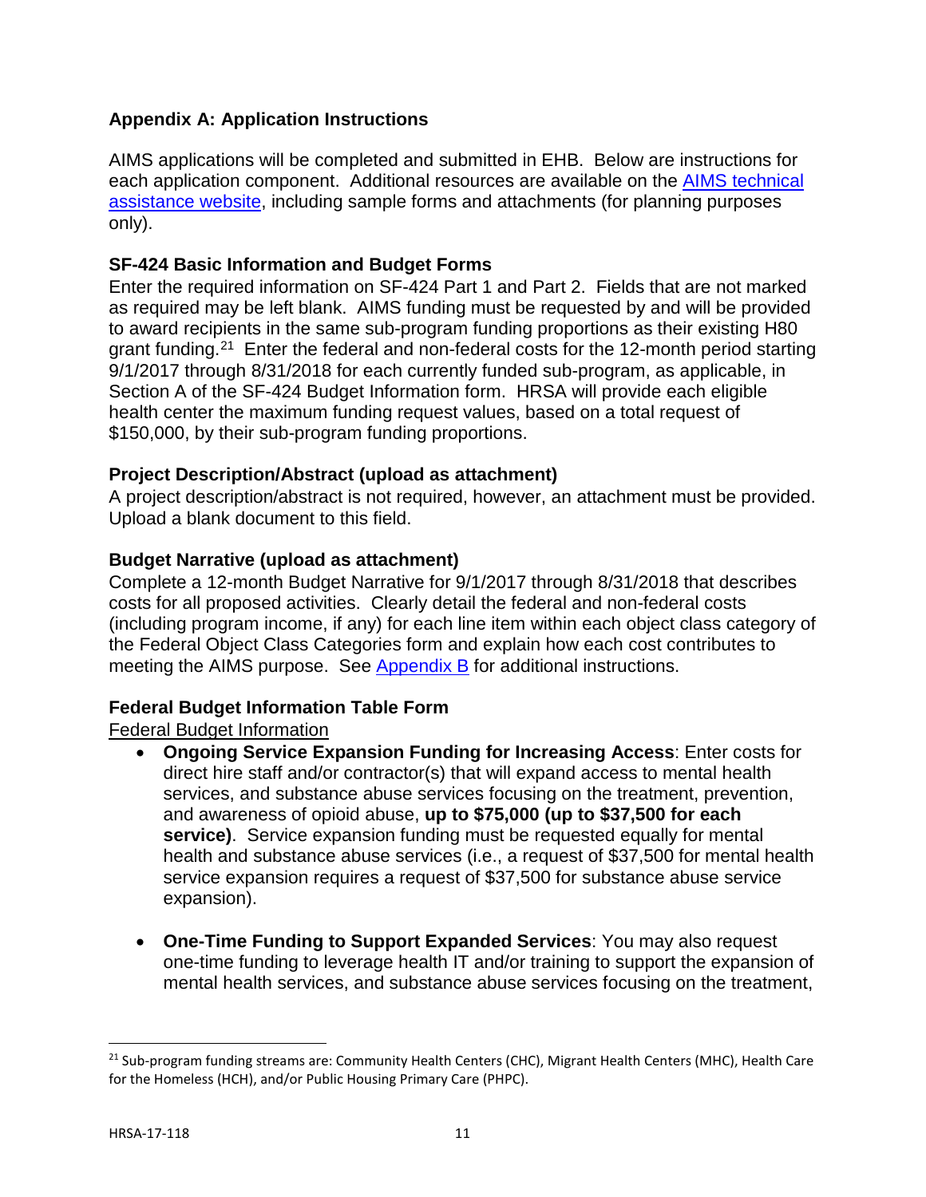## Appendix A: Application Instructions

AIMS applications will be completed and submitted in EHB. Below are instructions for each application component. Additional resources are available on the AIMS technical assistance website, including sample forms and attachments (for planning purposes only).

### SF-424 Basic Information and Budget Forms

Enter the required information on SF-424 Part 1 and Part 2. Fields that are not marked as required may be left blank. AIMS funding must be requested by and will be provided to award recipients in the same sub-program funding proportions as their existing H80 grant funding.[21] Enter the federal and non-federal costs for the 12-month period starting 9/1/2017 through 8/31/2018 for each currently funded sub-program, as applicable, in Section A of the SF-424 Budget Information form. HRSA will provide each eligible health center the maximum funding request values, based on a total request of $150,000, by their sub-program funding proportions.

### Project Description/Abstract (upload as attachment)

A project description/abstract is not required, however, an attachment must be provided. Upload a blank document to this field.

### Budget Narrative (upload as attachment)

Complete a 12-month Budget Narrative for 9/1/2017 through 8/31/2018 that describes costs for all proposed activities. Clearly detail the federal and non-federal costs (including program income, if any) for each line item within each object class category of the Federal Object Class Categories form and explain how each cost contributes to meeting the AIMS purpose. See Appendix B for additional instructions.

### Federal Budget Information Table Form

Federal Budget Information

- **Ongoing Service Expansion Funding for Increasing Access**: Enter costs for direct hire staff and/or contractor(s) that will expand access to mental health services, and substance abuse services focusing on the treatment, prevention, and awareness of opioid abuse, **up to $75,000 (up to $37,500 for each service)**. Service expansion funding must be requested equally for mental health and substance abuse services (i.e., a request of $37,500 for mental health service expansion requires a request of $37,500 for substance abuse service expansion).

- **One-Time Funding to Support Expanded Services**: You may also request one-time funding to leverage health IT and/or training to support the expansion of mental health services, and substance abuse services focusing on the treatment,

---

[21] Sub-program funding streams are: Community Health Centers (CHC), Migrant Health Centers (MHC), Health Care for the Homeless (HCH), and/or Public Housing Primary Care (PHPC).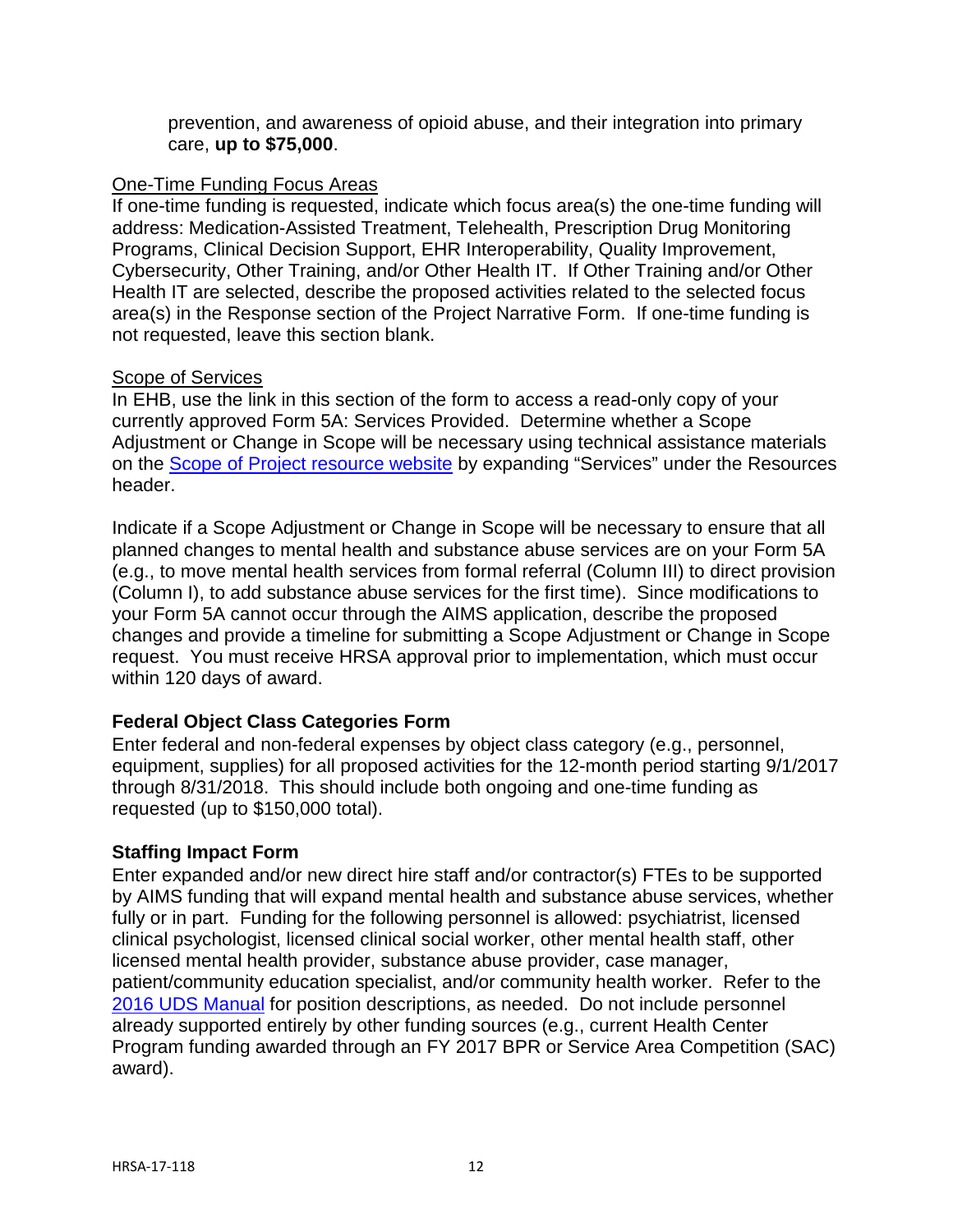prevention, and awareness of opioid abuse, and their integration into primary care, **up to $75,000**.

<u>One-Time Funding Focus Areas</u>

If one-time funding is requested, indicate which focus area(s) the one-time funding will address: Medication-Assisted Treatment, Telehealth, Prescription Drug Monitoring Programs, Clinical Decision Support, EHR Interoperability, Quality Improvement, Cybersecurity, Other Training, and/or Other Health IT. If Other Training and/or Other Health IT are selected, describe the proposed activities related to the selected focus area(s) in the Response section of the Project Narrative Form. If one-time funding is not requested, leave this section blank.

<u>Scope of Services</u>

In EHB, use the link in this section of the form to access a read-only copy of your currently approved Form 5A: Services Provided. Determine whether a Scope Adjustment or Change in Scope will be necessary using technical assistance materials on the [Scope of Project resource website] by expanding "Services" under the Resources header.

Indicate if a Scope Adjustment or Change in Scope will be necessary to ensure that all planned changes to mental health and substance abuse services are on your Form 5A (e.g., to move mental health services from formal referral (Column III) to direct provision (Column I), to add substance abuse services for the first time). Since modifications to your Form 5A cannot occur through the AIMS application, describe the proposed changes and provide a timeline for submitting a Scope Adjustment or Change in Scope request. You must receive HRSA approval prior to implementation, which must occur within 120 days of award.

**Federal Object Class Categories Form**

Enter federal and non-federal expenses by object class category (e.g., personnel, equipment, supplies) for all proposed activities for the 12-month period starting 9/1/2017 through 8/31/2018. This should include both ongoing and one-time funding as requested (up to $150,000 total).

**Staffing Impact Form**

Enter expanded and/or new direct hire staff and/or contractor(s) FTEs to be supported by AIMS funding that will expand mental health and substance abuse services, whether fully or in part. Funding for the following personnel is allowed: psychiatrist, licensed clinical psychologist, licensed clinical social worker, other mental health staff, other licensed mental health provider, substance abuse provider, case manager, patient/community education specialist, and/or community health worker. Refer to the [2016 UDS Manual] for position descriptions, as needed. Do not include personnel already supported entirely by other funding sources (e.g., current Health Center Program funding awarded through an FY 2017 BPR or Service Area Competition (SAC) award).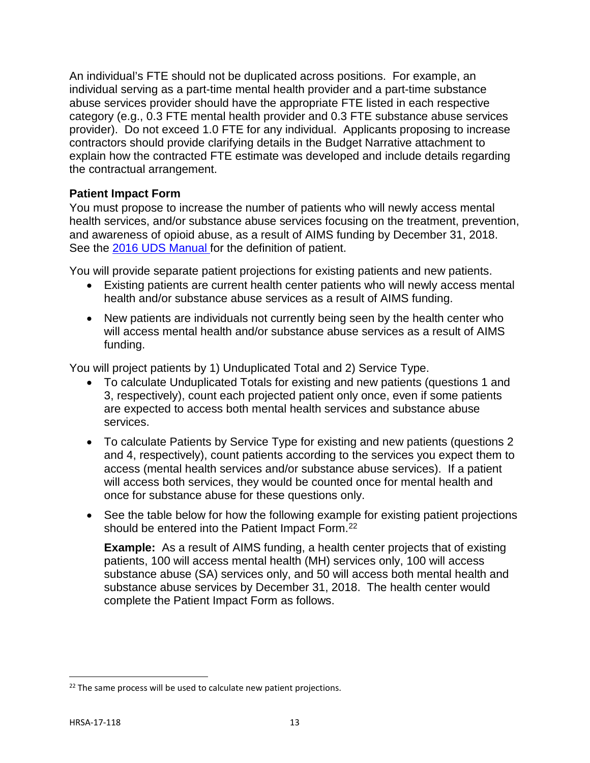An individual's FTE should not be duplicated across positions. For example, an individual serving as a part-time mental health provider and a part-time substance abuse services provider should have the appropriate FTE listed in each respective category (e.g., 0.3 FTE mental health provider and 0.3 FTE substance abuse services provider). Do not exceed 1.0 FTE for any individual. Applicants proposing to increase contractors should provide clarifying details in the Budget Narrative attachment to explain how the contracted FTE estimate was developed and include details regarding the contractual arrangement.

**Patient Impact Form**

You must propose to increase the number of patients who will newly access mental health services, and/or substance abuse services focusing on the treatment, prevention, and awareness of opioid abuse, as a result of AIMS funding by December 31, 2018. See the [2016 UDS Manual](#) for the definition of patient.

You will provide separate patient projections for existing patients and new patients.

- Existing patients are current health center patients who will newly access mental health and/or substance abuse services as a result of AIMS funding.
- New patients are individuals not currently being seen by the health center who will access mental health and/or substance abuse services as a result of AIMS funding.

You will project patients by 1) Unduplicated Total and 2) Service Type.

- To calculate Unduplicated Totals for existing and new patients (questions 1 and 3, respectively), count each projected patient only once, even if some patients are expected to access both mental health services and substance abuse services.
- To calculate Patients by Service Type for existing and new patients (questions 2 and 4, respectively), count patients according to the services you expect them to access (mental health services and/or substance abuse services). If a patient will access both services, they would be counted once for mental health and once for substance abuse for these questions only.
- See the table below for how the following example for existing patient projections should be entered into the Patient Impact Form.[22]

  **Example:** As a result of AIMS funding, a health center projects that of existing patients, 100 will access mental health (MH) services only, 100 will access substance abuse (SA) services only, and 50 will access both mental health and substance abuse services by December 31, 2018. The health center would complete the Patient Impact Form as follows.

[22] The same process will be used to calculate new patient projections.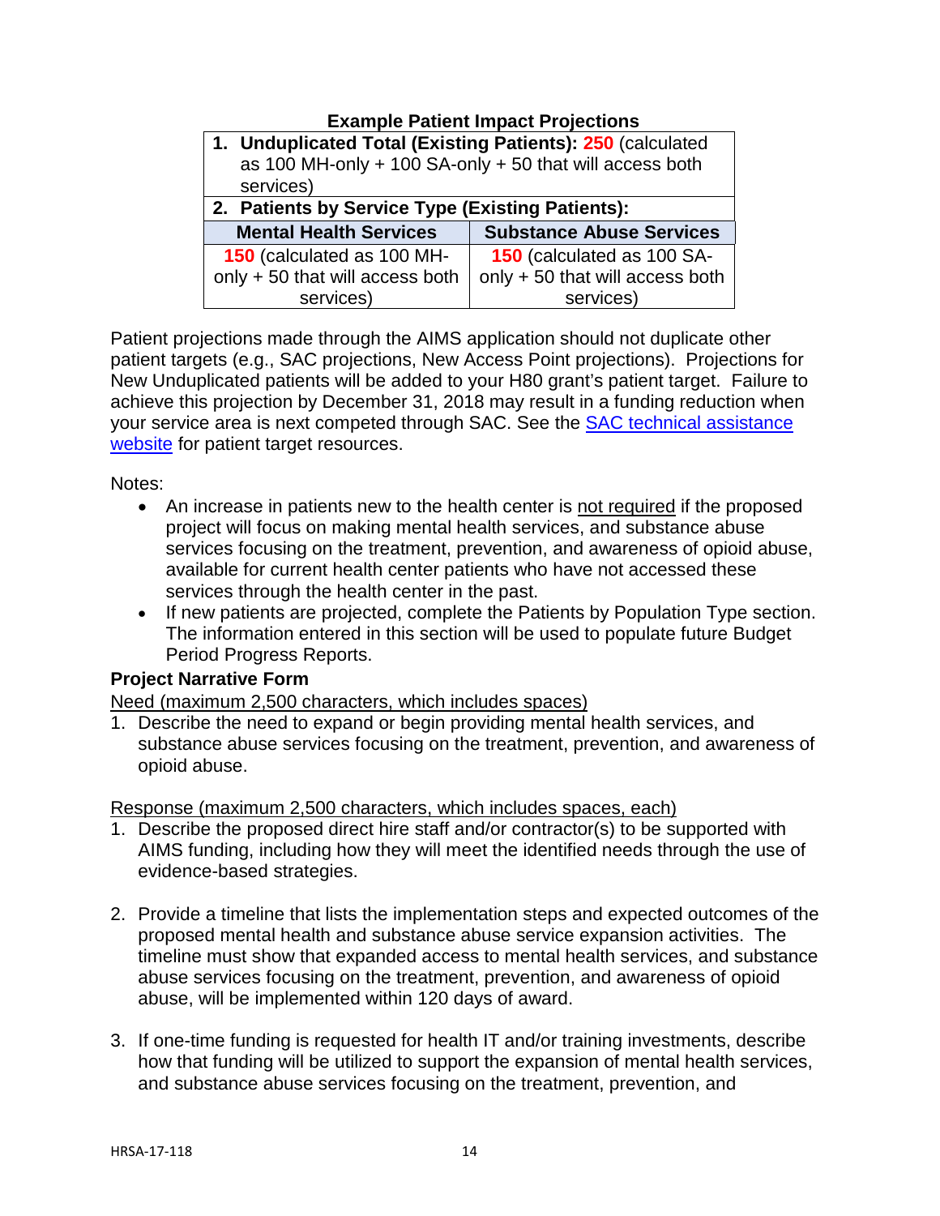**Example Patient Impact Projections**

| 1. **Unduplicated Total (Existing Patients): 250** (calculated as 100 MH-only + 100 SA-only + 50 that will access both services) | |
|---|---|
| 2. **Patients by Service Type (Existing Patients):** | |
| **Mental Health Services** | **Substance Abuse Services** |
| **150** (calculated as 100 MH-only + 50 that will access both services) | **150** (calculated as 100 SA-only + 50 that will access both services) |

Patient projections made through the AIMS application should not duplicate other patient targets (e.g., SAC projections, New Access Point projections). Projections for New Unduplicated patients will be added to your H80 grant's patient target. Failure to achieve this projection by December 31, 2018 may result in a funding reduction when your service area is next competed through SAC. See the [SAC technical assistance website]() for patient target resources.

Notes:

- An increase in patients new to the health center is <u>not required</u> if the proposed project will focus on making mental health services, and substance abuse services focusing on the treatment, prevention, and awareness of opioid abuse, available for current health center patients who have not accessed these services through the health center in the past.
- If new patients are projected, complete the Patients by Population Type section. The information entered in this section will be used to populate future Budget Period Progress Reports.

**Project Narrative Form**

<u>Need (maximum 2,500 characters, which includes spaces)</u>

1. Describe the need to expand or begin providing mental health services, and substance abuse services focusing on the treatment, prevention, and awareness of opioid abuse.

<u>Response (maximum 2,500 characters, which includes spaces, each)</u>

1. Describe the proposed direct hire staff and/or contractor(s) to be supported with AIMS funding, including how they will meet the identified needs through the use of evidence-based strategies.

2. Provide a timeline that lists the implementation steps and expected outcomes of the proposed mental health and substance abuse service expansion activities. The timeline must show that expanded access to mental health services, and substance abuse services focusing on the treatment, prevention, and awareness of opioid abuse, will be implemented within 120 days of award.

3. If one-time funding is requested for health IT and/or training investments, describe how that funding will be utilized to support the expansion of mental health services, and substance abuse services focusing on the treatment, prevention, and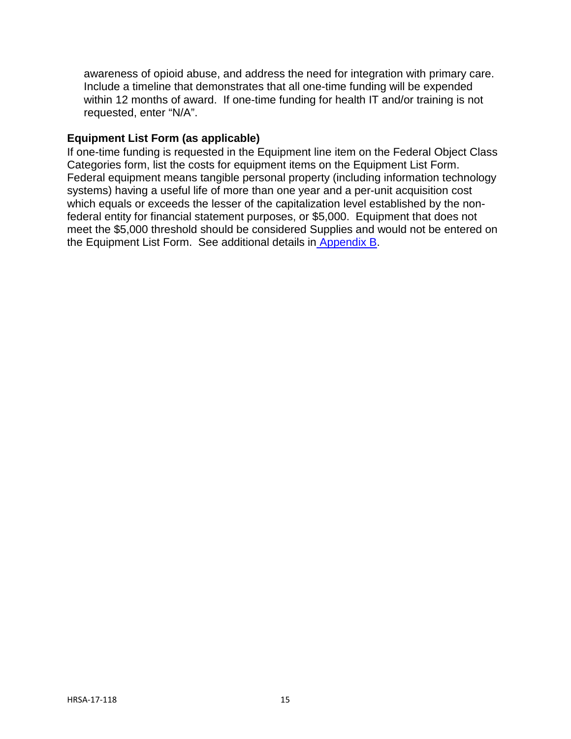awareness of opioid abuse, and address the need for integration with primary care. Include a timeline that demonstrates that all one-time funding will be expended within 12 months of award. If one-time funding for health IT and/or training is not requested, enter "N/A".

### Equipment List Form (as applicable)

If one-time funding is requested in the Equipment line item on the Federal Object Class Categories form, list the costs for equipment items on the Equipment List Form. Federal equipment means tangible personal property (including information technology systems) having a useful life of more than one year and a per-unit acquisition cost which equals or exceeds the lesser of the capitalization level established by the non-federal entity for financial statement purposes, or $5,000. Equipment that does not meet the $5,000 threshold should be considered Supplies and would not be entered on the Equipment List Form. See additional details in Appendix B.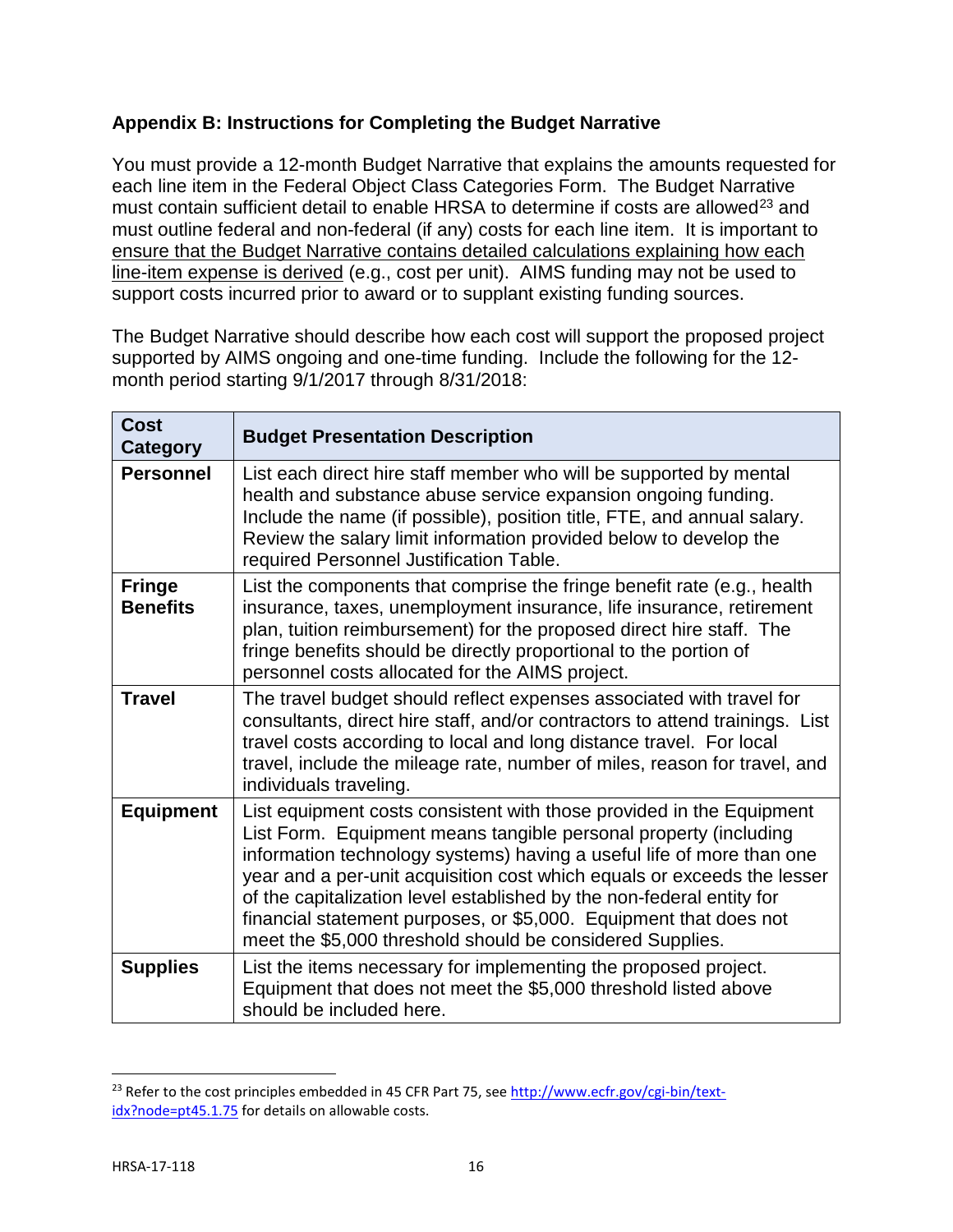## Appendix B: Instructions for Completing the Budget Narrative

You must provide a 12-month Budget Narrative that explains the amounts requested for each line item in the Federal Object Class Categories Form. The Budget Narrative must contain sufficient detail to enable HRSA to determine if costs are allowed[23] and must outline federal and non-federal (if any) costs for each line item. It is important to <u>ensure that the Budget Narrative contains detailed calculations explaining how each line-item expense is derived</u> (e.g., cost per unit). AIMS funding may not be used to support costs incurred prior to award or to supplant existing funding sources.

The Budget Narrative should describe how each cost will support the proposed project supported by AIMS ongoing and one-time funding. Include the following for the 12-month period starting 9/1/2017 through 8/31/2018:

| Cost Category | Budget Presentation Description |
|---|---|
| **Personnel** | List each direct hire staff member who will be supported by mental health and substance abuse service expansion ongoing funding. Include the name (if possible), position title, FTE, and annual salary. Review the salary limit information provided below to develop the required Personnel Justification Table. |
| **Fringe Benefits** | List the components that comprise the fringe benefit rate (e.g., health insurance, taxes, unemployment insurance, life insurance, retirement plan, tuition reimbursement) for the proposed direct hire staff. The fringe benefits should be directly proportional to the portion of personnel costs allocated for the AIMS project. |
| **Travel** | The travel budget should reflect expenses associated with travel for consultants, direct hire staff, and/or contractors to attend trainings. List travel costs according to local and long distance travel. For local travel, include the mileage rate, number of miles, reason for travel, and individuals traveling. |
| **Equipment** | List equipment costs consistent with those provided in the Equipment List Form. Equipment means tangible personal property (including information technology systems) having a useful life of more than one year and a per-unit acquisition cost which equals or exceeds the lesser of the capitalization level established by the non-federal entity for financial statement purposes, or $5,000. Equipment that does not meet the $5,000 threshold should be considered Supplies. |
| **Supplies** | List the items necessary for implementing the proposed project. Equipment that does not meet the $5,000 threshold listed above should be included here. |

[23] Refer to the cost principles embedded in 45 CFR Part 75, see http://www.ecfr.gov/cgi-bin/text-idx?node=pt45.1.75 for details on allowable costs.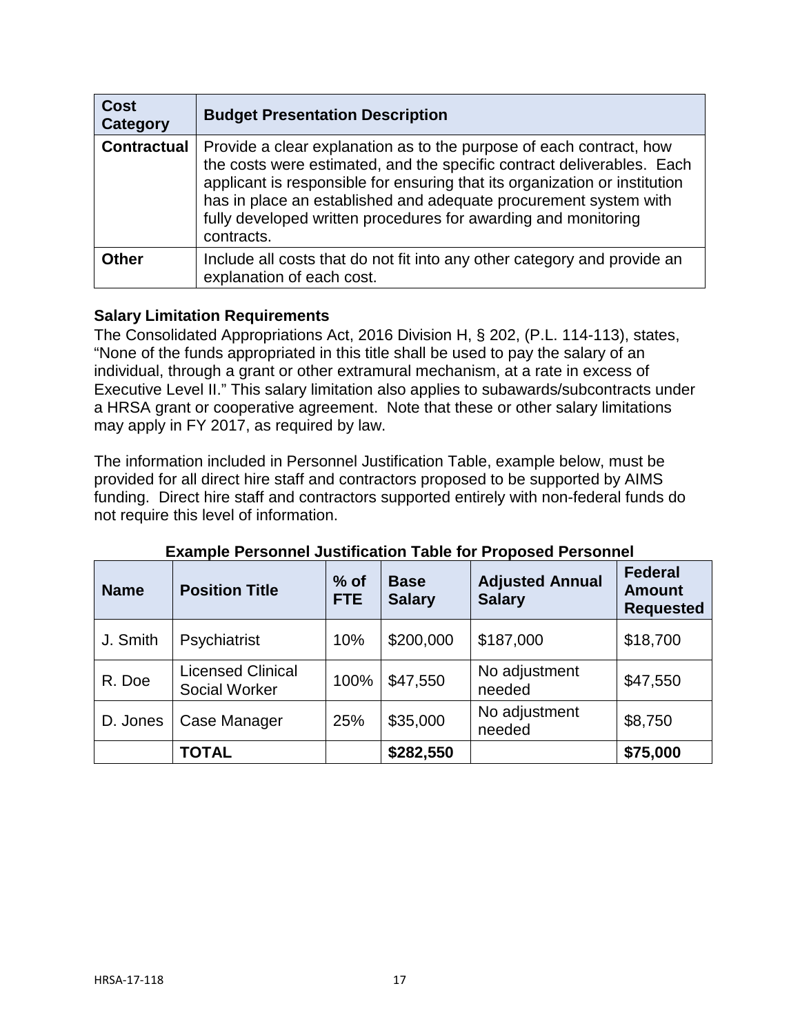| Cost Category | Budget Presentation Description |
|---|---|
| **Contractual** | Provide a clear explanation as to the purpose of each contract, how the costs were estimated, and the specific contract deliverables. Each applicant is responsible for ensuring that its organization or institution has in place an established and adequate procurement system with fully developed written procedures for awarding and monitoring contracts. |
| **Other** | Include all costs that do not fit into any other category and provide an explanation of each cost. |

**Salary Limitation Requirements**

The Consolidated Appropriations Act, 2016 Division H, § 202, (P.L. 114-113), states, "None of the funds appropriated in this title shall be used to pay the salary of an individual, through a grant or other extramural mechanism, at a rate in excess of Executive Level II." This salary limitation also applies to subawards/subcontracts under a HRSA grant or cooperative agreement. Note that these or other salary limitations may apply in FY 2017, as required by law.

The information included in Personnel Justification Table, example below, must be provided for all direct hire staff and contractors proposed to be supported by AIMS funding. Direct hire staff and contractors supported entirely with non-federal funds do not require this level of information.

**Example Personnel Justification Table for Proposed Personnel**

| Name | Position Title | % of FTE | Base Salary | Adjusted Annual Salary | Federal Amount Requested |
|---|---|---|---|---|---|
| J. Smith | Psychiatrist | 10% | $200,000 | $187,000 | $18,700 |
| R. Doe | Licensed Clinical Social Worker | 100% | $47,550 | No adjustment needed | $47,550 |
| D. Jones | Case Manager | 25% | $35,000 | No adjustment needed | $8,750 |
| | **TOTAL** | | **$282,550** | | **$75,000** |